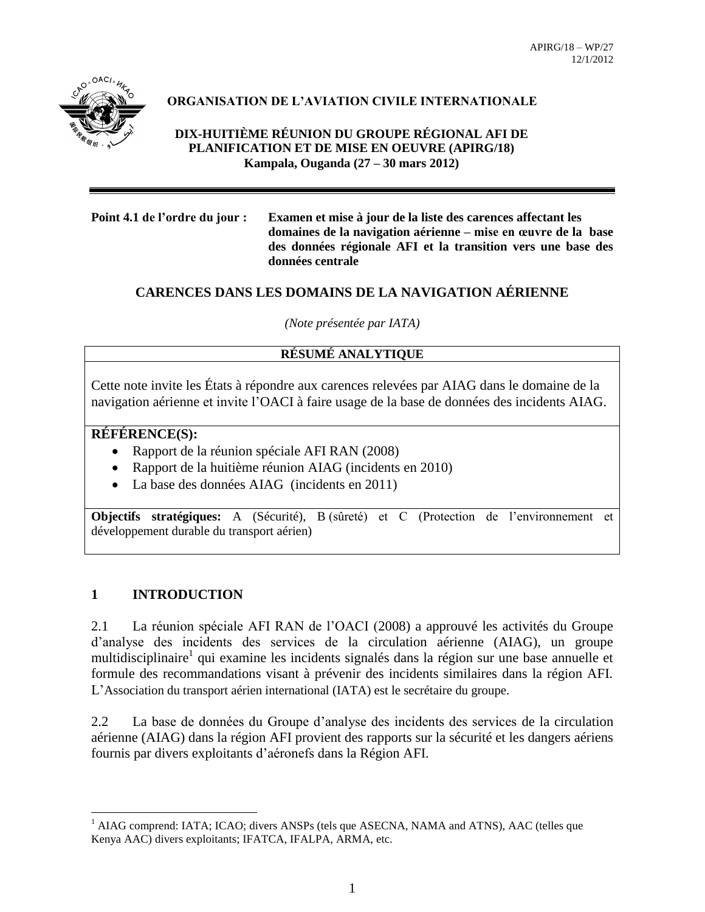APIRG/18 – WP/27
12/1/2012

**ORGANISATION DE L'AVIATION CIVILE INTERNATIONALE**

**DIX-HUITIÈME RÉUNION DU GROUPE RÉGIONAL AFI DE PLANIFICATION ET DE MISE EN OEUVRE (APIRG/18)**
**Kampala, Ouganda (27 – 30 mars 2012)**

---

**Point 4.1 de l'ordre du jour :** **Examen et mise à jour de la liste des carences affectant les domaines de la navigation aérienne – mise en œuvre de la base des données régionale AFI et la transition vers une base des données centrale**

## CARENCES DANS LES DOMAINS DE LA NAVIGATION AÉRIENNE

*(Note présentée par IATA)*

| **RÉSUMÉ ANALYTIQUE** |
|---|
| Cette note invite les États à répondre aux carences relevées par AIAG dans le domaine de la navigation aérienne et invite l'OACI à faire usage de la base de données des incidents AIAG. |
| **RÉFÉRENCE(S):** <br> • Rapport de la réunion spéciale AFI RAN (2008) <br> • Rapport de la huitième réunion AIAG (incidents en 2010) <br> • La base des données AIAG (incidents en 2011) |
| **Objectifs stratégiques:** A (Sécurité), B (sûreté) et C (Protection de l'environnement et développement durable du transport aérien) |

## 1 INTRODUCTION

2.1 La réunion spéciale AFI RAN de l'OACI (2008) a approuvé les activités du Groupe d'analyse des incidents des services de la circulation aérienne (AIAG), un groupe multidisciplinaire[1] qui examine les incidents signalés dans la région sur une base annuelle et formule des recommandations visant à prévenir des incidents similaires dans la région AFI. L'Association du transport aérien international (IATA) est le secrétaire du groupe.

2.2 La base de données du Groupe d'analyse des incidents des services de la circulation aérienne (AIAG) dans la région AFI provient des rapports sur la sécurité et les dangers aériens fournis par divers exploitants d'aéronefs dans la Région AFI.

---

[1] AIAG comprend: IATA; ICAO; divers ANSPs (tels que ASECNA, NAMA and ATNS), AAC (telles que Kenya AAC) divers exploitants; IFATCA, IFALPA, ARMA, etc.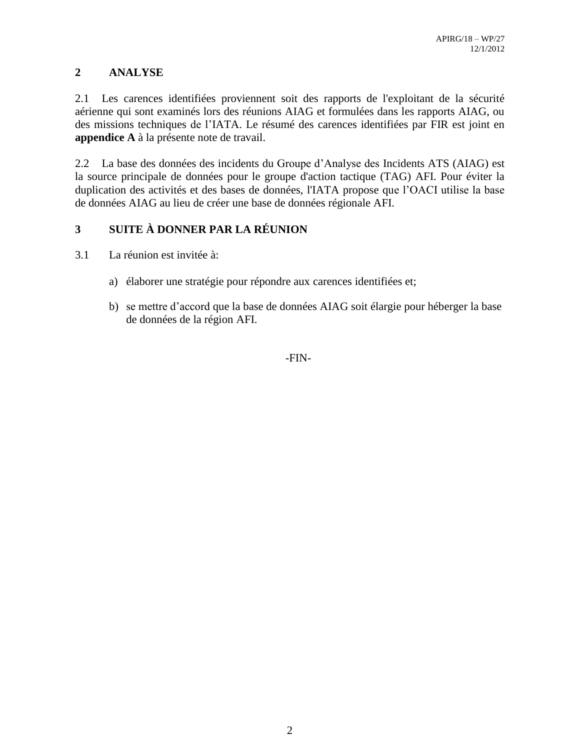## 2 ANALYSE

2.1 Les carences identifiées proviennent soit des rapports de l'exploitant de la sécurité aérienne qui sont examinés lors des réunions AIAG et formulées dans les rapports AIAG, ou des missions techniques de l'IATA. Le résumé des carences identifiées par FIR est joint en **appendice A** à la présente note de travail.

2.2 La base des données des incidents du Groupe d'Analyse des Incidents ATS (AIAG) est la source principale de données pour le groupe d'action tactique (TAG) AFI. Pour éviter la duplication des activités et des bases de données, l'IATA propose que l'OACI utilise la base de données AIAG au lieu de créer une base de données régionale AFI.

## 3 SUITE À DONNER PAR LA RÉUNION

3.1 La réunion est invitée à:

a) élaborer une stratégie pour répondre aux carences identifiées et;

b) se mettre d'accord que la base de données AIAG soit élargie pour héberger la base de données de la région AFI.

-FIN-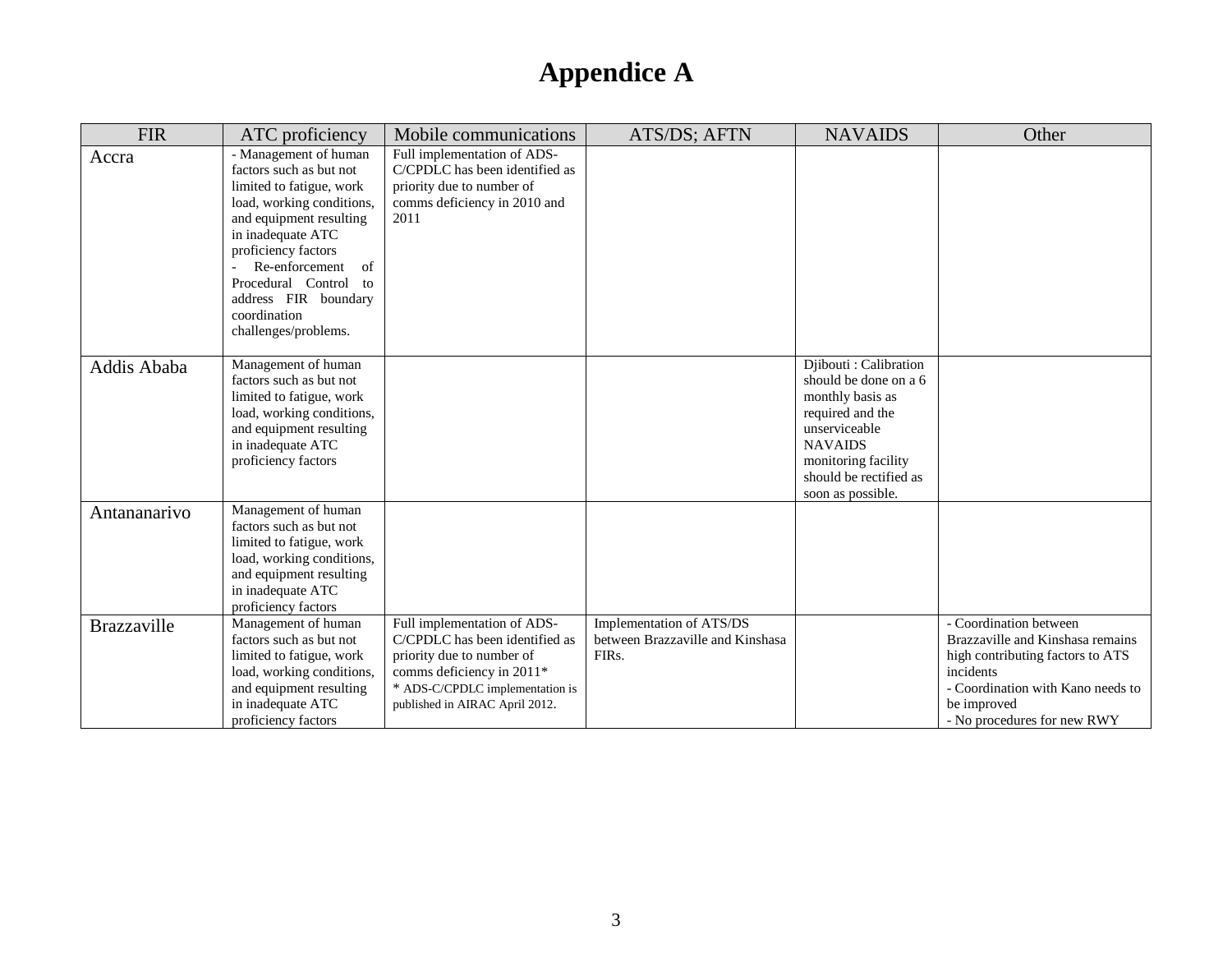# Appendice A

| FIR | ATC proficiency | Mobile communications | ATS/DS; AFTN | NAVAIDS | Other |
|---|---|---|---|---|---|
| Accra | - Management of human factors such as but not limited to fatigue, work load, working conditions, and equipment resulting in inadequate ATC proficiency factors<br>- Re-enforcement of Procedural Control to address FIR boundary coordination challenges/problems. | Full implementation of ADS-C/CPDLC has been identified as priority due to number of comms deficiency in 2010 and 2011 | | | |
| Addis Ababa | Management of human factors such as but not limited to fatigue, work load, working conditions, and equipment resulting in inadequate ATC proficiency factors | | | Djibouti : Calibration should be done on a 6 monthly basis as required and the unserviceable NAVAIDS monitoring facility should be rectified as soon as possible. | |
| Antananarivo | Management of human factors such as but not limited to fatigue, work load, working conditions, and equipment resulting in inadequate ATC proficiency factors | | | | |
| Brazzaville | Management of human factors such as but not limited to fatigue, work load, working conditions, and equipment resulting in inadequate ATC proficiency factors | Full implementation of ADS-C/CPDLC has been identified as priority due to number of comms deficiency in 2011*<br>* ADS-C/CPDLC implementation is published in AIRAC April 2012. | Implementation of ATS/DS between Brazzaville and Kinshasa FIRs. | | - Coordination between Brazzaville and Kinshasa remains high contributing factors to ATS incidents<br>- Coordination with Kano needs to be improved<br>- No procedures for new RWY |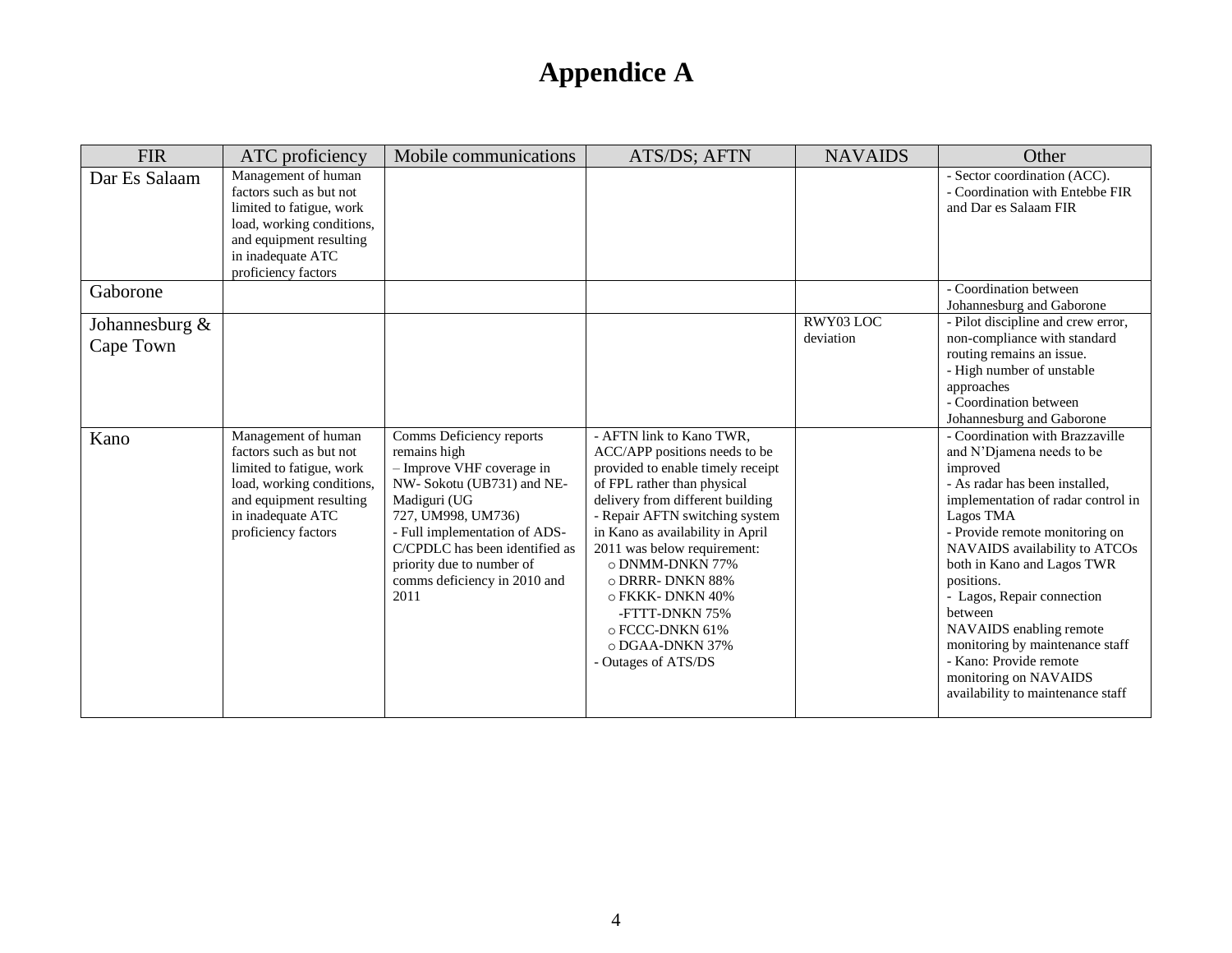# Appendice A

| FIR | ATC proficiency | Mobile communications | ATS/DS; AFTN | NAVAIDS | Other |
|---|---|---|---|---|---|
| Dar Es Salaam | Management of human factors such as but not limited to fatigue, work load, working conditions, and equipment resulting in inadequate ATC proficiency factors | | | | - Sector coordination (ACC).<br>- Coordination with Entebbe FIR and Dar es Salaam FIR |
| Gaborone | | | | | - Coordination between Johannesburg and Gaborone |
| Johannesburg & Cape Town | | | | RWY03 LOC deviation | - Pilot discipline and crew error, non-compliance with standard routing remains an issue.<br>- High number of unstable approaches<br>- Coordination between Johannesburg and Gaborone |
| Kano | Management of human factors such as but not limited to fatigue, work load, working conditions, and equipment resulting in inadequate ATC proficiency factors | Comms Deficiency reports remains high<br>– Improve VHF coverage in NW- Sokotu (UB731) and NE- Madiguri (UG 727, UM998, UM736)<br>- Full implementation of ADS-C/CPDLC has been identified as priority due to number of comms deficiency in 2010 and 2011 | - AFTN link to Kano TWR, ACC/APP positions needs to be provided to enable timely receipt of FPL rather than physical delivery from different building<br>- Repair AFTN switching system in Kano as availability in April 2011 was below requirement:<br>o DNMM-DNKN 77%<br>o DRRR- DNKN 88%<br>o FKKK- DNKN 40%<br>-FTTT-DNKN 75%<br>o FCCC-DNKN 61%<br>o DGAA-DNKN 37%<br>- Outages of ATS/DS | | - Coordination with Brazzaville and N'Djamena needs to be improved<br>- As radar has been installed, implementation of radar control in Lagos TMA<br>- Provide remote monitoring on NAVAIDS availability to ATCOs both in Kano and Lagos TWR positions.<br>- Lagos, Repair connection between NAVAIDS enabling remote monitoring by maintenance staff<br>- Kano: Provide remote monitoring on NAVAIDS availability to maintenance staff |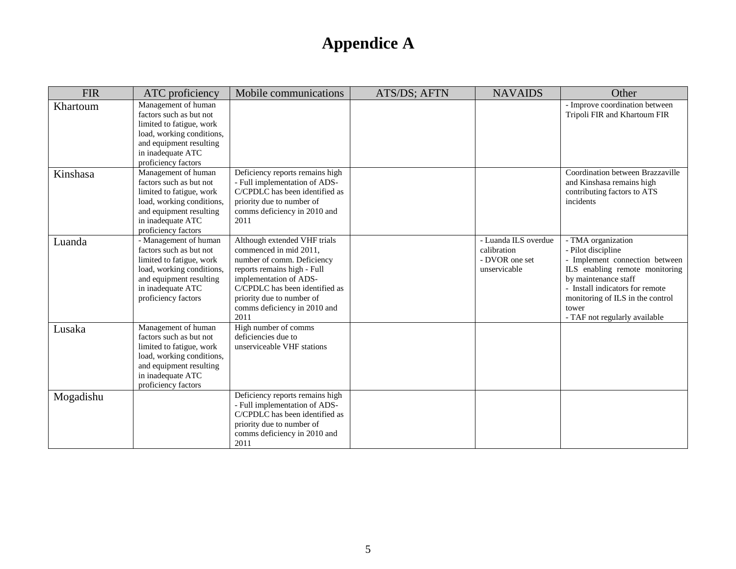# Appendice A

| FIR | ATC proficiency | Mobile communications | ATS/DS; AFTN | NAVAIDS | Other |
|---|---|---|---|---|---|
| Khartoum | Management of human factors such as but not limited to fatigue, work load, working conditions, and equipment resulting in inadequate ATC proficiency factors | | | | - Improve coordination between Tripoli FIR and Khartoum FIR |
| Kinshasa | Management of human factors such as but not limited to fatigue, work load, working conditions, and equipment resulting in inadequate ATC proficiency factors | Deficiency reports remains high - Full implementation of ADS-C/CPDLC has been identified as priority due to number of comms deficiency in 2010 and 2011 | | | Coordination between Brazzaville and Kinshasa remains high contributing factors to ATS incidents |
| Luanda | - Management of human factors such as but not limited to fatigue, work load, working conditions, and equipment resulting in inadequate ATC proficiency factors | Although extended VHF trials commenced in mid 2011, number of comm. Deficiency reports remains high - Full implementation of ADS-C/CPDLC has been identified as priority due to number of comms deficiency in 2010 and 2011 | | - Luanda ILS overdue calibration<br>- DVOR one set unservicable | - TMA organization<br>- Pilot discipline<br>- Implement connection between ILS enabling remote monitoring by maintenance staff<br>- Install indicators for remote monitoring of ILS in the control tower<br>- TAF not regularly available |
| Lusaka | Management of human factors such as but not limited to fatigue, work load, working conditions, and equipment resulting in inadequate ATC proficiency factors | High number of comms deficiencies due to unserviceable VHF stations | | | |
| Mogadishu | | Deficiency reports remains high - Full implementation of ADS-C/CPDLC has been identified as priority due to number of comms deficiency in 2010 and 2011 | | | |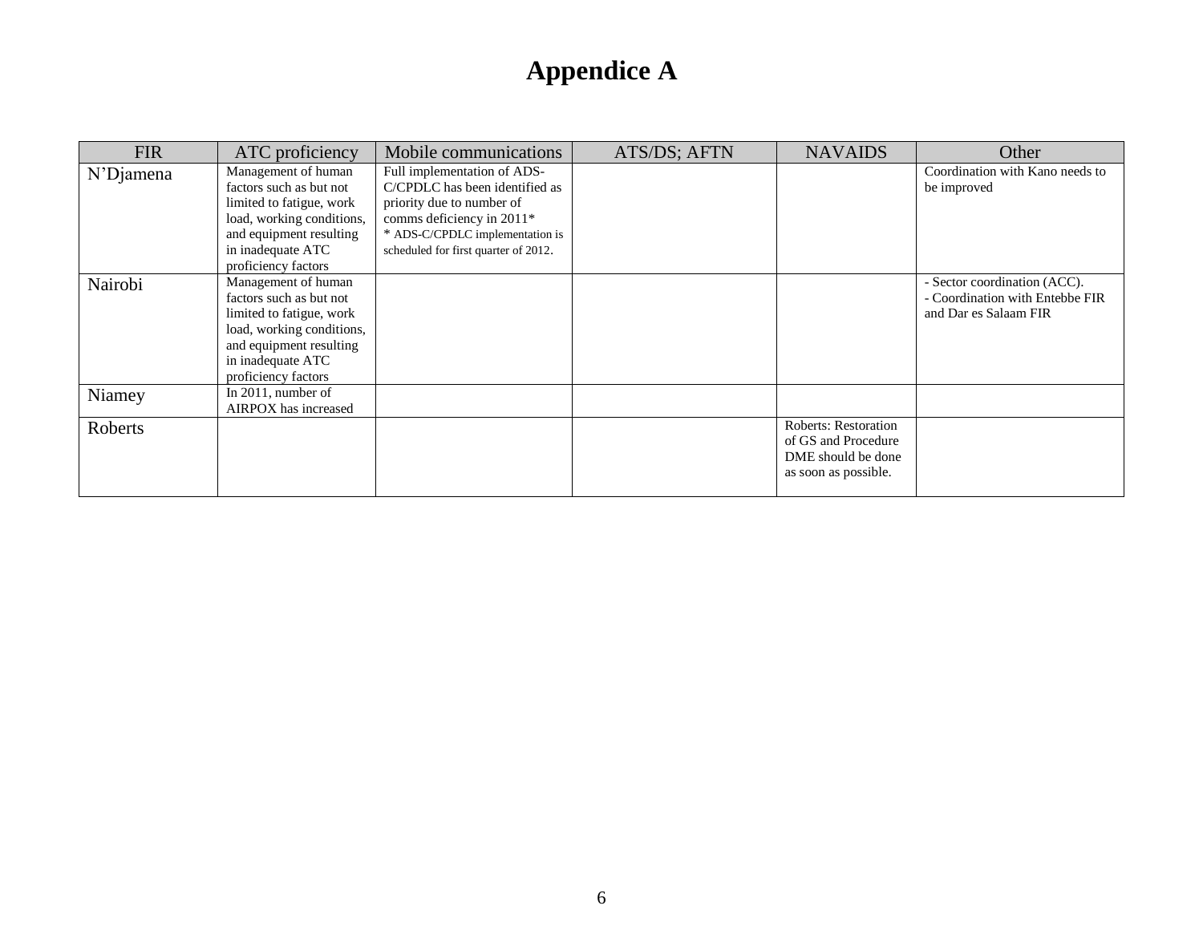# Appendice A

| FIR | ATC proficiency | Mobile communications | ATS/DS; AFTN | NAVAIDS | Other |
|---|---|---|---|---|---|
| N'Djamena | Management of human factors such as but not limited to fatigue, work load, working conditions, and equipment resulting in inadequate ATC proficiency factors | Full implementation of ADS-C/CPDLC has been identified as priority due to number of comms deficiency in 2011* <br> * ADS-C/CPDLC implementation is scheduled for first quarter of 2012. | | | Coordination with Kano needs to be improved |
| Nairobi | Management of human factors such as but not limited to fatigue, work load, working conditions, and equipment resulting in inadequate ATC proficiency factors | | | | - Sector coordination (ACC). <br> - Coordination with Entebbe FIR and Dar es Salaam FIR |
| Niamey | In 2011, number of AIRPOX has increased | | | | |
| Roberts | | | | Roberts: Restoration of GS and Procedure DME should be done as soon as possible. | |